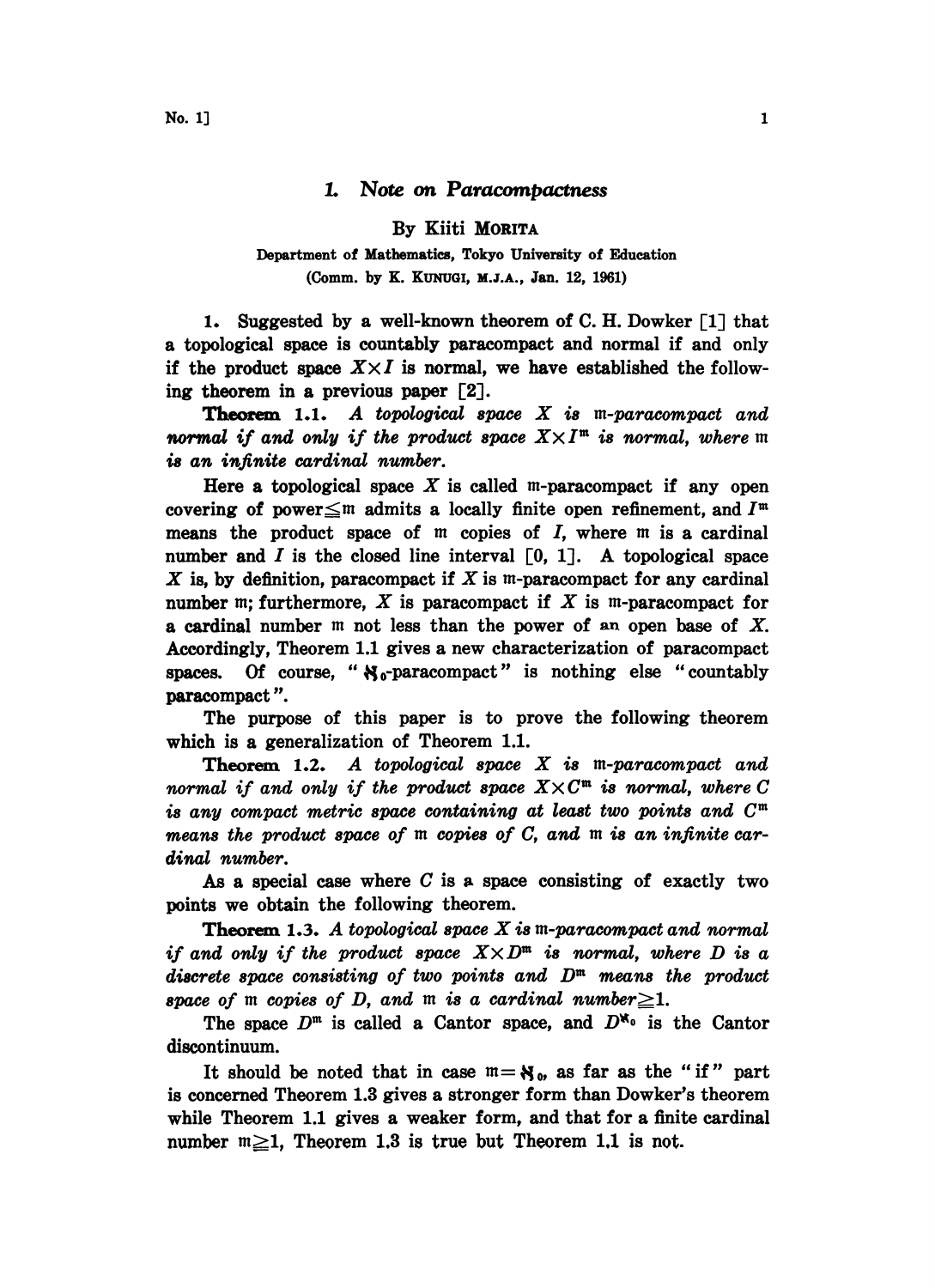# 1. Note on Paracompactness

By Kiiti MORITA

Department of Mathematics, Tokyo University of Education
(Comm. by K. KUNUGI, M.J.A., Jan. 12, 1961)

1. Suggested by a well-known theorem of C. H. Dowker [1] that a topological space is countably paracompact and normal if and only if the product space $X \times I$ is normal, we have established the following theorem in a previous paper [2].

**Theorem 1.1.** *A topological space $X$ is $\mathfrak{m}$-paracompact and normal if and only if the product space $X \times I^{\mathfrak{m}}$ is normal, where $\mathfrak{m}$ is an infinite cardinal number.*

Here a topological space $X$ is called $\mathfrak{m}$-paracompact if any open covering of power $\leq \mathfrak{m}$ admits a locally finite open refinement, and $I^{\mathfrak{m}}$ means the product space of $\mathfrak{m}$ copies of $I$, where $\mathfrak{m}$ is a cardinal number and $I$ is the closed line interval $[0, 1]$. A topological space $X$ is, by definition, paracompact if $X$ is $\mathfrak{m}$-paracompact for any cardinal number $\mathfrak{m}$; furthermore, $X$ is paracompact if $X$ is $\mathfrak{m}$-paracompact for a cardinal number $\mathfrak{m}$ not less than the power of an open base of $X$. Accordingly, Theorem 1.1 gives a new characterization of paracompact spaces. Of course, "$\aleph_0$-paracompact" is nothing else "countably paracompact".

The purpose of this paper is to prove the following theorem which is a generalization of Theorem 1.1.

**Theorem 1.2.** *A topological space $X$ is $\mathfrak{m}$-paracompact and normal if and only if the product space $X \times C^{\mathfrak{m}}$ is normal, where $C$ is any compact metric space containing at least two points and $C^{\mathfrak{m}}$ means the product space of $\mathfrak{m}$ copies of $C$, and $\mathfrak{m}$ is an infinite cardinal number.*

As a special case where $C$ is a space consisting of exactly two points we obtain the following theorem.

**Theorem 1.3.** *A topological space $X$ is $\mathfrak{m}$-paracompact and normal if and only if the product space $X \times D^{\mathfrak{m}}$ is normal, where $D$ is a discrete space consisting of two points and $D^{\mathfrak{m}}$ means the product space of $\mathfrak{m}$ copies of $D$, and $\mathfrak{m}$ is a cardinal number $\geq 1$.*

The space $D^{\mathfrak{m}}$ is called a Cantor space, and $D^{\aleph_0}$ is the Cantor discontinuum.

It should be noted that in case $\mathfrak{m} = \aleph_0$, as far as the "if" part is concerned Theorem 1.3 gives a stronger form than Dowker's theorem while Theorem 1.1 gives a weaker form, and that for a finite cardinal number $\mathfrak{m} \geq 1$, Theorem 1.3 is true but Theorem 1.1 is not.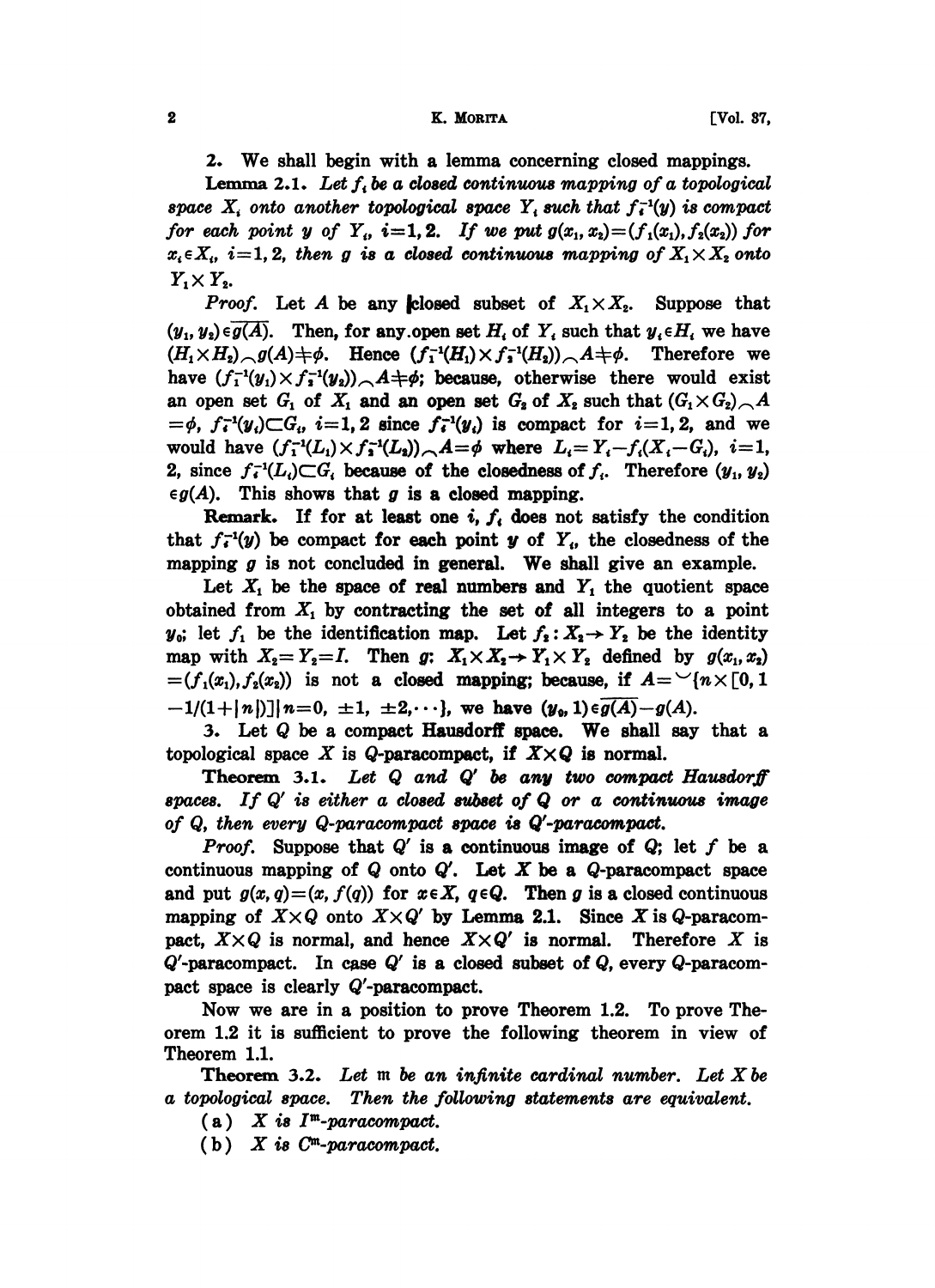2. We shall begin with a lemma concerning closed mappings.

**Lemma 2.1.** *Let $f_i$ be a closed continuous mapping of a topological space $X_i$ onto another topological space $Y_i$ such that $f_i^{-1}(y)$ is compact for each point $y$ of $Y_i$, $i=1, 2$. If we put $g(x_1, x_2)=(f_1(x_1), f_2(x_2))$ for $x_i \in X_i$, $i=1, 2$, then $g$ is a closed continuous mapping of $X_1 \times X_2$ onto $Y_1 \times Y_2$.*

*Proof.* Let $A$ be any closed subset of $X_1 \times X_2$. Suppose that $(y_1, y_2) \in \overline{g(A)}$. Then, for any open set $H_i$ of $Y_i$ such that $y_i \in H_i$ we have $(H_1 \times H_2) \frown g(A) \neq \phi$. Hence $(f_1^{-1}(H_1) \times f_2^{-1}(H_2)) \frown A \neq \phi$. Therefore we have $(f_1^{-1}(y_1) \times f_2^{-1}(y_2)) \frown A \neq \phi$; because, otherwise there would exist an open set $G_1$ of $X_1$ and an open set $G_2$ of $X_2$ such that $(G_1 \times G_2) \frown A = \phi$, $f_i^{-1}(y_i) \subset G_i$, $i=1, 2$ since $f_i^{-1}(y_i)$ is compact for $i=1, 2$, and we would have $(f_1^{-1}(L_1) \times f_2^{-1}(L_2)) \frown A = \phi$ where $L_i = Y_i - f_i(X_i - G_i)$, $i=1, 2$, since $f_i^{-1}(L_i) \subset G_i$ because of the closedness of $f_i$. Therefore $(y_1, y_2) \in g(A)$. This shows that $g$ is a closed mapping.

**Remark.** If for at least one $i$, $f_i$ does not satisfy the condition that $f_i^{-1}(y)$ be compact for each point $y$ of $Y_i$, the closedness of the mapping $g$ is not concluded in general. We shall give an example.

Let $X_1$ be the space of real numbers and $Y_1$ the quotient space obtained from $X_1$ by contracting the set of all integers to a point $y_0$; let $f_1$ be the identification map. Let $f_2: X_2 \to Y_2$ be the identity map with $X_2 = Y_2 = I$. Then $g$: $X_1 \times X_2 \to Y_1 \times Y_2$ defined by $g(x_1, x_2) = (f_1(x_1), f_2(x_2))$ is not a closed mapping; because, if $A = \smile \{n \times [0, 1 - 1/(1+|n|)] \mid n=0, \pm 1, \pm 2, \cdots\}$, we have $(y_0, 1) \in \overline{g(A)} - g(A)$.

3. Let $Q$ be a compact Hausdorff space. We shall say that a topological space $X$ is $Q$-paracompact, if $X \times Q$ is normal.

**Theorem 3.1.** *Let $Q$ and $Q'$ be any two compact Hausdorff spaces. If $Q'$ is either a closed subset of $Q$ or a continuous image of $Q$, then every $Q$-paracompact space is $Q'$-paracompact.*

*Proof.* Suppose that $Q'$ is a continuous image of $Q$; let $f$ be a continuous mapping of $Q$ onto $Q'$. Let $X$ be a $Q$-paracompact space and put $g(x, q) = (x, f(q))$ for $x \in X$, $q \in Q$. Then $g$ is a closed continuous mapping of $X \times Q$ onto $X \times Q'$ by Lemma 2.1. Since $X$ is $Q$-paracompact, $X \times Q$ is normal, and hence $X \times Q'$ is normal. Therefore $X$ is $Q'$-paracompact. In case $Q'$ is a closed subset of $Q$, every $Q$-paracompact space is clearly $Q'$-paracompact.

Now we are in a position to prove Theorem 1.2. To prove Theorem 1.2 it is sufficient to prove the following theorem in view of Theorem 1.1.

**Theorem 3.2.** *Let $\mathfrak{m}$ be an infinite cardinal number. Let $X$ be a topological space. Then the following statements are equivalent.*

(a) *$X$ is $I^{\mathfrak{m}}$-paracompact.*

(b) *$X$ is $C^{\mathfrak{m}}$-paracompact.*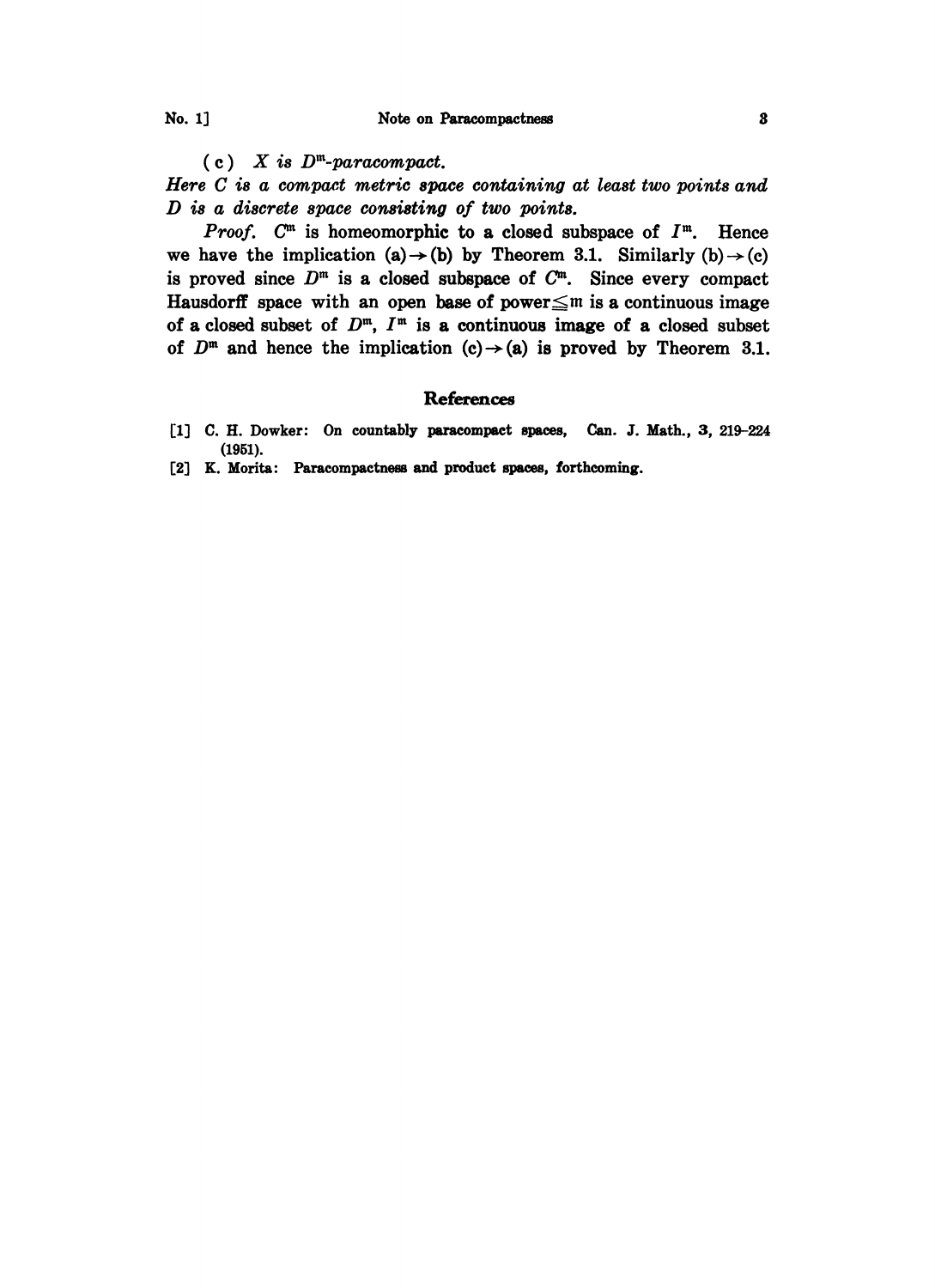(c) *X is $D^{\mathfrak{m}}$-paracompact.*

*Here C is a compact metric space containing at least two points and D is a discrete space consisting of two points.*

*Proof.* $C^{\mathfrak{m}}$ is homeomorphic to a closed subspace of $I^{\mathfrak{m}}$. Hence we have the implication (a)$\rightarrow$(b) by Theorem 3.1. Similarly (b)$\rightarrow$(c) is proved since $D^{\mathfrak{m}}$ is a closed subspace of $C^{\mathfrak{m}}$. Since every compact Hausdorff space with an open base of power$\leqq\mathfrak{m}$ is a continuous image of a closed subset of $D^{\mathfrak{m}}$, $I^{\mathfrak{m}}$ is a continuous image of a closed subset of $D^{\mathfrak{m}}$ and hence the implication (c)$\rightarrow$(a) is proved by Theorem 3.1.

## References

[1] C. H. Dowker: On countably paracompact spaces, Can. J. Math., **3**, 219-224 (1951).

[2] K. Morita: Paracompactness and product spaces, forthcoming.